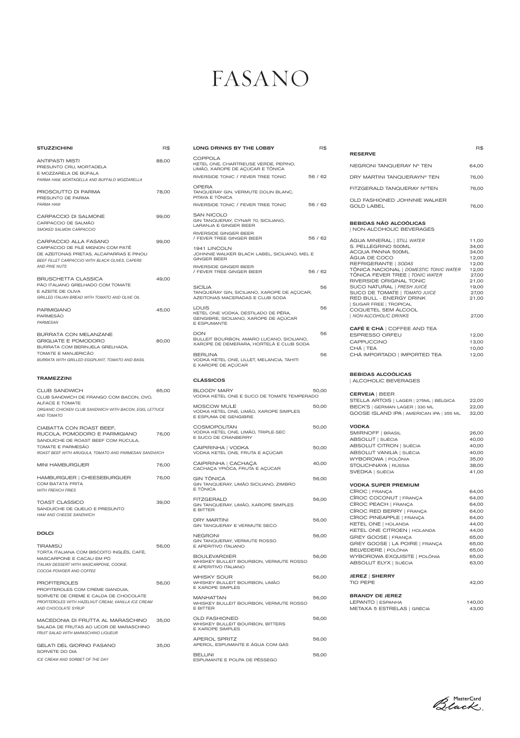# FASANO

## STUZZICHINI

| STUZZICHINI | R$ |
|---|---|
| **ANTIPASTI MISTI**<br>PRESUNTO CRU, MORTADELA E MOZZARELA DE BÚFALA<br>*PARMA HAM, MORTADELLA AND BUFFALO MOZZARELLA* | 88,00 |
| **PROSCIUTTO DI PARMA**<br>PRESUNTO DE PARMA<br>*PARMA HAM* | 78,00 |
| **CARPACCIO DI SALMONE**<br>CARPACCIO DE SALMÃO<br>*SMOKED SALMON CARPACCIO* | 99,00 |
| **CARPACCIO ALLA FASANO**<br>CARPACCIO DE FILÉ MIGNON COM PATÊ DE AZEITONAS PRETAS, ALCAPARRAS E PINOLI<br>*BEEF FILLET CARPACCIO WITH BLACK OLIVES, CAPERS AND PINE NUTS* | 99,00 |
| **BRUSCHETTA CLASSICA**<br>PÃO ITALIANO GRELHADO COM TOMATE E AZEITE DE OLIVA<br>*GRILLED ITALIAN BREAD WITH TOMATO AND OLIVE OIL* | 49,00 |
| **PARMIGIANO**<br>PARMESÃO<br>*PARMESAN* | 45,00 |
| **BURRATA CON MELANZANE GRIGLIATE E POMODORO**<br>BURRATA COM BERINJELA GRELHADA, TOMATE E MANJERICÃO<br>*BURRATA WITH GRILLED EGGPLANT, TOMATO AND BASIL* | 80,00 |

## TRAMEZZINI

| TRAMEZZINI | R$ |
|---|---|
| **CLUB SANDWICH**<br>CLUB SANDWICH DE FRANGO COM BACON, OVO, ALFACE E TOMATE<br>*ORGANIC CHICKEN CLUB SANDWICH WITH BACON, EGG, LETTUCE AND TOMATO* | 65,00 |
| **CIABATTA CON ROAST BEEF, RUCOLA, POMODORO E PARMIGIANO**<br>SANDUÍCHE DE ROAST BEEF COM RÚCULA, TOMATE E PARMESÃO<br>*ROAST BEEF WITH ARUGULA, TOMATO AND PARMESAN SANDWICH* | 76,00 |
| **MINI HAMBURGUER** | 76,00 |
| **HAMBURGUER \| CHEESEBURGUER**<br>COM BATATA FRITA<br>*WITH FRENCH FRIES* | 76,00 |
| **TOAST CLASSICO**<br>SANDUÍCHE DE QUEIJO E PRESUNTO<br>*HAM AND CHEESE SANDWICH* | 39,00 |

## DOLCI

| DOLCI | R$ |
|---|---|
| **TIRAMISÙ**<br>TORTA ITALIANA COM BISCOITO INGLÊS, CAFÉ, MASCARPONE E CACAU EM PÓ<br>*ITALIAN DESSERT WITH MASCARPONE, COOKIE, COCOA POWDER AND COFFEE* | 56,00 |
| **PROFITEROLES**<br>PROFITEROLES COM CREME GIANDUIA, SORVETE DE CREME E CALDA DE CHOCOLATE<br>*PROFITEROLES WITH HAZELNUT CREAM, VANILLA ICE CREAM AND CHOCOLATE SYRUP* | 56,00 |
| **MACEDONIA DI FRUTTA AL MARASCHINO**<br>SALADA DE FRUTAS AO LICOR DE MARASCHINO<br>*FRUIT SALAD WITH MARASCHINO LIQUEUR* | 35,00 |
| **GELATI DEL GIORNO FASANO**<br>SORVETE DO DIA<br>*ICE CREAM AND SORBET OF THE DAY* | 35,00 |

## LONG DRINKS BY THE LOBBY

| LONG DRINKS BY THE LOBBY | R$ |
|---|---|
| **COPPOLA**<br>KETEL ONE, CHARTREUSE VERDE, PEPINO, LIMÃO, XAROPE DE AÇÚCAR E TÔNICA<br>RIVERSIDE TONIC / FEVER TREE TONIC | 56 / 62 |
| **OPERA**<br>TANQUERAY GIN, VERMUTE DOLIN BLANC, PITAYA E TÔNICA<br>RIVERSIDE TONIC / FEVER TREE TONIC | 56 / 62 |
| **SAN NICOLO**<br>GIN TANQUERAY, CYNAR 70, SICILIANO, LARANJA E GINGER BEER<br>RIVERSIDE GINGER BEER / FEVER TREE GINGER BEER | 56 / 62 |
| **1941 LINCOLN**<br>JOHNNIE WALKER BLACK LABEL, SICILIANO, MEL E GINGER BEER<br>RIVERSIDE GINGER BEER / FEVER TREE GINGER BEER | 56 / 62 |
| **SICÌLIA**<br>TANQUERAY GIN, SICILIANO, XAROPE DE AÇÚCAR, AZEITONAS MACERADAS E CLUB SODA | 56 |
| **LOUIS**<br>KETEL ONE VODKA, DESTILADO DE PÊRA, GENGIBRE, SICILIANO, XAROPE DE AÇÚCAR E ESPUMANTE | 56 |
| **DON**<br>BULLEIT BOURBON, AMARO LUCANO, SICILIANO, XAROPE DE DEMERARA, HORTELÃ E CLUB SODA | 56 |
| **BERLINA**<br>VODKA KETEL ONE, LILLET, MELANCIA, TAHITI E XAROPE DE AÇÚCAR | 56 |

## CLÁSSICOS

| CLÁSSICOS | R$ |
|---|---|
| **BLOODY MARY**<br>VODKA KETEL ONE E SUCO DE TOMATE TEMPERADO | 50,00 |
| **MOSCOW MULE**<br>VODKA KETEL ONE, LIMÃO, XAROPE SIMPLES E ESPUMA DE GENGIBRE | 50,00 |
| **COSMOPOLITAN**<br>VODKA KETEL ONE, LIMÃO, TRIPLE-SEC E SUCO DE CRANBERRY | 50,00 |
| **CAIPIRINHA \| VODKA**<br>VODKA KETEL ONE, FRUTA E AÇÚCAR | 50,00 |
| **CAIPIRINHA \| CACHAÇA**<br>CACHAÇA YPIÓCA, FRUTA E AÇÚCAR | 40,00 |
| **GIN TÔNICA**<br>GIN TANQUERAY, LIMÃO SICILIANO, ZIMBRO E TÔNICA | 56,00 |
| **FITZGERALD**<br>GIN TANQUERAY, LIMÃO, XAROPE SIMPLES E BITTER | 56,00 |
| **DRY MARTINI**<br>GIN TANQUERAY E VERMUTE SECO | 56,00 |
| **NEGRONI**<br>GIN TANQUERAY, VERMUTE ROSSO E APERITIVO ITALIANO | 56,00 |
| **BOULEVARDIER**<br>WHISKEY BULLEIT BOURBON, VERMUTE ROSSO E APERITIVO ITALIANO | 56,00 |
| **WHISKY SOUR**<br>WHISKEY BULLEIT BOURBON, LIMÃO E XAROPE SIMPLES | 56,00 |
| **MANHATTAN**<br>WHISKEY BULLEIT BOURBON, VERMUTE ROSSO E BITTER | 56,00 |
| **OLD FASHIONED**<br>WHISKEY BULLEIT BOURBON, BITTERS E XAROPE SIMPLES | 56,00 |
| **APEROL SPRITZ**<br>APEROL, ESPUMANTE E ÁGUA COM GÁS | 56,00 |
| **BELLINI**<br>ESPUMANTE E POLPA DE PÊSSEGO | 56,00 |

## RESERVE

| RESERVE | R$ |
|---|---|
| NEGRONI TANQUERAY Nº TEN | 64,00 |
| DRY MARTINI TANQUERAYNº TEN | 76,00 |
| FITZGERALD TANQUERAY NºTEN | 76,00 |
| OLD FASHIONED JOHNNIE WALKER GOLD LABEL | 76,00 |

## BEBIDAS NÃO ALCOÓLICAS | NON-ALCOHOLIC BEVERAGES

| BEBIDAS NÃO ALCOÓLICAS | R$ |
|---|---|
| ÁGUA MINERAL \| *STILL WATER* | 11,00 |
| S. PELLEGRINO 500ML | 34,00 |
| ACQUA PANNA 500ML | 34,00 |
| ÁGUA DE COCO | 12,00 |
| REFRIGERANTE \| *SODAS* | 12,00 |
| TÔNICA NACIONAL \| *DOMESTIC TONIC WATER* | 12,00 |
| TÔNICA FEVER TREE \| *TONIC WATER* | 27,00 |
| RIVERSIDE ORIGINAL TONIC | 21,00 |
| SUCO NATURAL \| *FRESH JUICE* | 19,00 |
| SUCO DE TOMATE \| *TOMATO JUICE* | 27,00 |
| RED BULL - ENERGY DRINK \| SUGAR FREE \| TROPICAL | 21,00 |
| COQUETEL SEM ÁLCOOL \| *NON-ALCOHOLIC DRINKS* | 27,00 |

## CAFÉ E CHÁ | COFFEE AND TEA

| CAFÉ E CHÁ | R$ |
|---|---|
| ESPRESSO ORFEU | 12,00 |
| CAPPUCCINO | 13,00 |
| CHÁ \| TEA | 10,00 |
| CHÁ IMPORTADO \| IMPORTED TEA | 12,00 |

## BEBIDAS ALCOÓLICAS | ALCOHOLIC BEVERAGES

### CERVEJA | BEER

| CERVEJA | R$ |
|---|---|
| STELLA ARTOIS \| LAGER \| 275ML \| BÉLGICA | 22,00 |
| BECK'S \| GERMAN LAGER \| 330 ML | 22,00 |
| GOOSE ISLAND IPA \| AMERICAN IPA \| 355 ML | 32,00 |

### VODKA

| VODKA | R$ |
|---|---|
| SMIRNOFF \| BRASIL | 26,00 |
| ABSOLUT \| SUÉCIA | 40,00 |
| ABSOLUT CITRON \| SUÉCIA | 40,00 |
| ABSOLUT VANILIA \| SUÉCIA | 40,00 |
| WYBOROWA \| POLÔNIA | 35,00 |
| STOLICHNAYA \| RÚSSIA | 38,00 |
| SVEDKA \| SUÉCIA | 41,00 |

### VODKA SUPER PREMIUM

| VODKA SUPER PREMIUM | R$ |
|---|---|
| CÎROC \| FRANÇA | 64,00 |
| CÎROC COCONUT \| FRANÇA | 64,00 |
| CÎROC PEACH \| FRANÇA | 64,00 |
| CÎROC RED BERRY \| FRANÇA | 64,00 |
| CÎROC PINEAPPLE \| FRANÇA | 64,00 |
| KETEL ONE \| HOLANDA | 44,00 |
| KETEL ONE CITROEN \| HOLANDA | 44,00 |
| GREY GOOSE \| FRANÇA | 65,00 |
| GREY GOOSE \| LA POIRE \| FRANÇA | 65,00 |
| BELVEDERE \| POLÔNIA | 65,00 |
| WYBOROWA EXQUISITE \| POLÔNIA | 65,00 |
| ABSOLUT ELYX \| SUÉCIA | 63,00 |

### JEREZ | SHERRY

| JEREZ | R$ |
|---|---|
| TIO PEPE | 42,00 |

### BRANDY DE JEREZ

| BRANDY DE JEREZ | R$ |
|---|---|
| LEPANTO \| ESPANHA | 140,00 |
| METAXA 5 ESTRELAS \| GRÉCIA | 43,00 |

MasterCard Black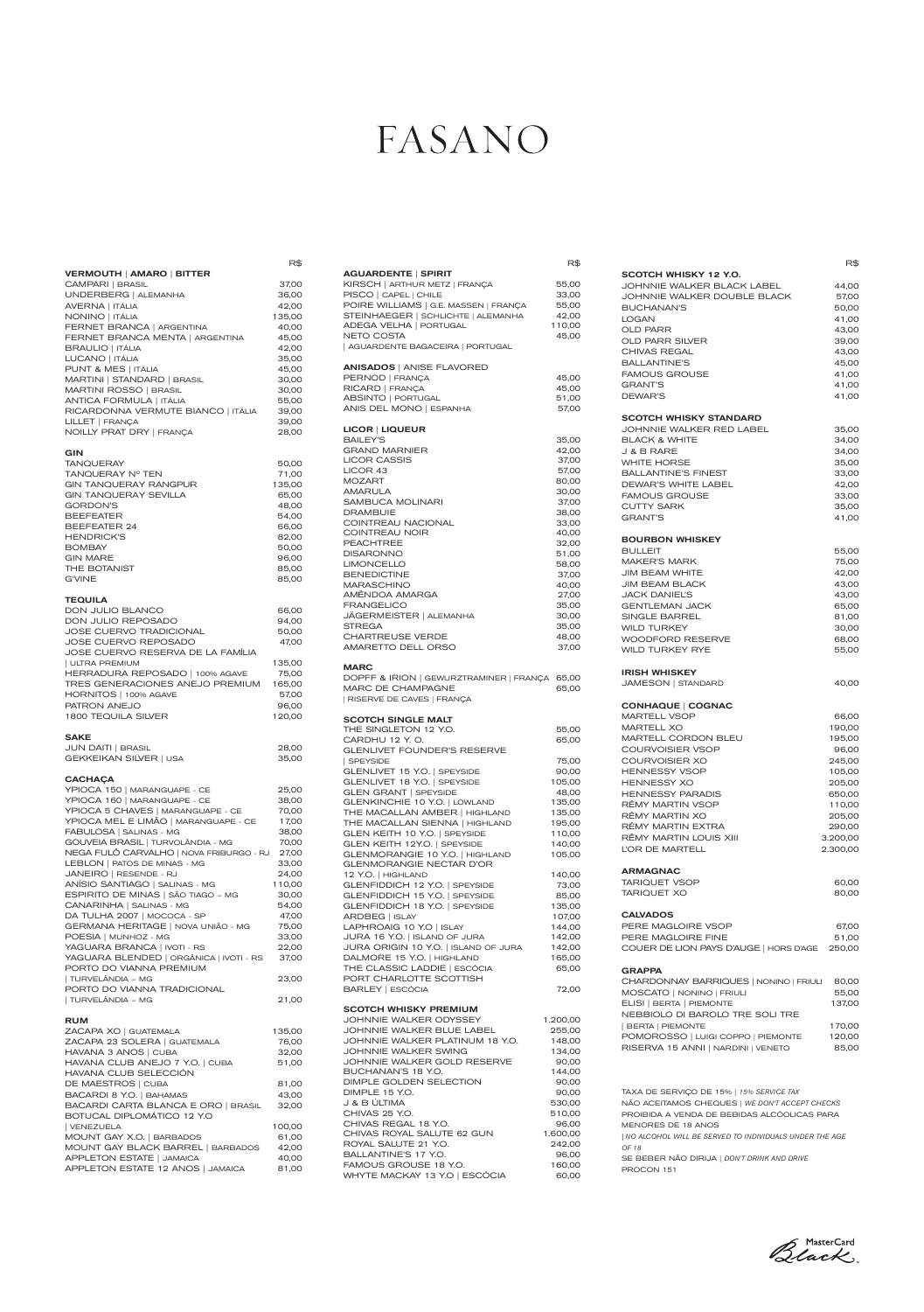# FASANO

## VERMOUTH | AMARO | BITTER

| | R$ |
|---|---|
| CAMPARI \| BRASIL | 37,00 |
| UNDERBERG \| ALEMANHA | 36,00 |
| AVERNA \| ITÁLIA | 42,00 |
| NONINO \| ITÁLIA | 135,00 |
| FERNET BRANCA \| ARGENTINA | 40,00 |
| FERNET BRANCA MENTA \| ARGENTINA | 45,00 |
| BRAULIO \| ITÁLIA | 42,00 |
| LUCANO \| ITÁLIA | 35,00 |
| PUNT & MES \| ITÁLIA | 45,00 |
| MARTINI \| STANDARD \| BRASIL | 30,00 |
| MARTINI ROSSO \| BRASIL | 30,00 |
| ANTICA FORMULA \| ITÁLIA | 55,00 |
| RICARDONNA VERMUTE BIANCO \| ITÁLIA | 39,00 |
| LILLET \| FRANÇA | 39,00 |
| NOILLY PRAT DRY \| FRANÇA | 28,00 |

## GIN

| | |
|---|---|
| TANQUERAY | 50,00 |
| TANQUERAY Nº TEN | 71,00 |
| GIN TANQUERAY RANGPUR | 135,00 |
| GIN TANQUERAY SEVILLA | 65,00 |
| GORDON'S | 48,00 |
| BEEFEATER | 54,00 |
| BEEFEATER 24 | 66,00 |
| HENDRICK'S | 82,00 |
| BOMBAY | 50,00 |
| GIN MARE | 96,00 |
| THE BOTANIST | 85,00 |
| G'VINE | 85,00 |

## TEQUILA

| | |
|---|---|
| DON JULIO BLANCO | 66,00 |
| DON JULIO REPOSADO | 94,00 |
| JOSE CUERVO TRADICIONAL | 50,00 |
| JOSE CUERVO REPOSADO | 47,00 |
| JOSE CUERVO RESERVA DE LA FAMÍLIA \| ULTRA PREMIUM | 135,00 |
| HERRADURA REPOSADO \| 100% AGAVE | 75,00 |
| TRES GENERACIONES ANEJO PREMIUM | 165,00 |
| HORNITOS \| 100% AGAVE | 57,00 |
| PATRON ANEJO | 96,00 |
| 1800 TEQUILA SILVER | 120,00 |

## SAKE

| | |
|---|---|
| JUN DAITI \| BRASIL | 28,00 |
| GEKKEIKAN SILVER \| USA | 35,00 |

## CACHAÇA

| | |
|---|---|
| YPIOCA 150 \| MARANGUAPE - CE | 25,00 |
| YPIOCA 160 \| MARANGUAPE - CE | 38,00 |
| YPIOCA 5 CHAVES \| MARANGUAPE - CE | 70,00 |
| YPIOCA MEL E LIMÃO \| MARANGUAPE - CE | 17,00 |
| FABULOSA \| SALINAS - MG | 38,00 |
| GOUVEIA BRASIL \| TURVOLÂNDIA - MG | 70,00 |
| NEGA FULÔ CARVALHO \| NOVA FRIBURGO - RJ | 27,00 |
| LEBLON \| PATOS DE MINAS - MG | 33,00 |
| JANEIRO \| RESENDE - RJ | 24,00 |
| ANÍSIO SANTIAGO \| SALINAS - MG | 110,00 |
| ESPIRITO DE MINAS \| SÃO TIAGO – MG | 30,00 |
| CANARINHA \| SALINAS - MG | 54,00 |
| DA TULHA 2007 \| MOCOCA - SP | 47,00 |
| GERMANA HERITAGE \| NOVA UNIÃO - MG | 75,00 |
| POESIA \| MUNHOZ - MG | 33,00 |
| YAGUARA BRANCA \| IVOTI - RS | 22,00 |
| YAGUARA BLENDED \| ORGÂNICA \| IVOTI - RS | 37,00 |
| PORTO DO VIANNA PREMIUM \| TURVELÂNDIA – MG | 23,00 |
| PORTO DO VIANNA TRADICIONAL \| TURVELÂNDIA – MG | 21,00 |

## RUM

| | |
|---|---|
| ZACAPA XO \| GUATEMALA | 135,00 |
| ZACAPA 23 SOLERA \| GUATEMALA | 76,00 |
| HAVANA 3 ANOS \| CUBA | 32,00 |
| HAVANA CLUB ANEJO 7 Y.O. \| CUBA | 51,00 |
| HAVANA CLUB SELECCIÓN DE MAESTROS \| CUBA | 81,00 |
| BACARDI 8 Y.O. \| BAHAMAS | 43,00 |
| BACARDI CARTA BLANCA E ORO \| BRASIL | 32,00 |
| BOTUCAL DIPLOMÁTICO 12 Y.O \| VENEZUELA | 100,00 |
| MOUNT GAY X.O. \| BARBADOS | 61,00 |
| MOUNT GAY BLACK BARREL \| BARBADOS | 42,00 |
| APPLETON ESTATE \| JAMAICA | 40,00 |
| APPLETON ESTATE 12 ANOS \| JAMAICA | 81,00 |

## AGUARDENTE | SPIRIT

| | R$ |
|---|---|
| KIRSCH \| ARTHUR METZ \| FRANÇA | 55,00 |
| PISCO \| CAPEL \| CHILE | 33,00 |
| POIRE WILLIAMS \| G.E. MASSEN \| FRANÇA | 55,00 |
| STEINHAEGER \| SCHLICHTE \| ALEMANHA | 42,00 |
| ADEGA VELHA \| PORTUGAL | 110,00 |
| NETO COSTA \| AGUARDENTE BAGACEIRA \| PORTUGAL | 45,00 |

## ANISADOS | ANISE FLAVORED

| | |
|---|---|
| PERNOD \| FRANÇA | 45,00 |
| RICARD \| FRANÇA | 45,00 |
| ABSINTO \| PORTUGAL | 51,00 |
| ANIS DEL MONO \| ESPANHA | 57,00 |

## LICOR | LIQUEUR

| | |
|---|---|
| BAILEY'S | 35,00 |
| GRAND MARNIER | 42,00 |
| LICOR CASSIS | 37,00 |
| LICOR 43 | 57,00 |
| MOZART | 80,00 |
| AMARULA | 30,00 |
| SAMBUCA MOLINARI | 37,00 |
| DRAMBUIE | 38,00 |
| COINTREAU NACIONAL | 33,00 |
| COINTREAU NOIR | 40,00 |
| PEACHTREE | 32,00 |
| DISARONNO | 51,00 |
| LIMONCELLO | 58,00 |
| BENEDICTINE | 37,00 |
| MARASCHINO | 40,00 |
| AMÊNDOA AMARGA | 27,00 |
| FRANGELICO | 35,00 |
| JÄGERMEISTER \| ALEMANHA | 30,00 |
| STREGA | 35,00 |
| CHARTREUSE VERDE | 48,00 |
| AMARETTO DELL ORSO | 37,00 |

## MARC

| | |
|---|---|
| DOPFF & IRION \| GEWURZTRAMINER \| FRANÇA | 65,00 |
| MARC DE CHAMPAGNE \| RISERVE DE CAVES \| FRANÇA | 65,00 |

## SCOTCH SINGLE MALT

| | |
|---|---|
| THE SINGLETON 12 Y.O. | 55,00 |
| CARDHU 12 Y. O. | 65,00 |
| GLENLIVET FOUNDER'S RESERVE \| SPEYSIDE | 75,00 |
| GLENLIVET 15 Y.O. \| SPEYSIDE | 90,00 |
| GLENLIVET 18 Y.O. \| SPEYSIDE | 105,00 |
| GLEN GRANT \| SPEYSIDE | 48,00 |
| GLENKINCHIE 10 Y.O. \| LOWLAND | 135,00 |
| THE MACALLAN AMBER \| HIGHLAND | 135,00 |
| THE MACALLAN SIENNA \| HIGHLAND | 195,00 |
| GLEN KEITH 10 Y.O. \| SPEYSIDE | 110,00 |
| GLEN KEITH 12Y.O. \| SPEYSIDE | 140,00 |
| GLENMORANGIE 10 Y.O. \| HIGHLAND | 105,00 |
| GLENMORANGIE NECTAR D'OR 12 Y.O. \| HIGHLAND | 140,00 |
| GLENFIDDICH 12 Y.O. \| SPEYSIDE | 73,00 |
| GLENFIDDICH 15 Y.O. \| SPEYSIDE | 85,00 |
| GLENFIDDICH 18 Y.O. \| SPEYSIDE | 135,00 |
| ARDBEG \| ISLAY | 107,00 |
| LAPHROAIG 10 Y.O \| ISLAY | 144,00 |
| JURA 16 Y.O. \| ISLAND OF JURA | 142,00 |
| JURA ORIGIN 10 Y.O. \| ISLAND OF JURA | 142,00 |
| DALMORE 15 Y.O. \| HIGHLAND | 165,00 |
| THE CLASSIC LADDIE \| ESCÓCIA | 65,00 |
| PORT CHARLOTTE SCOTTISH BARLEY \| ESCÓCIA | 72,00 |

## SCOTCH WHISKY PREMIUM

| | |
|---|---|
| JOHNNIE WALKER ODYSSEY | 1.200,00 |
| JOHNNIE WALKER BLUE LABEL | 255,00 |
| JOHNNIE WALKER PLATINUM 18 Y.O. | 148,00 |
| JOHNNIE WALKER SWING | 134,00 |
| JOHNNIE WALKER GOLD RESERVE | 90,00 |
| BUCHANAN'S 18 Y.O. | 144,00 |
| DIMPLE GOLDEN SELECTION | 90,00 |
| DIMPLE 15 Y.O. | 90,00 |
| J & B ÚLTIMA | 530,00 |
| CHIVAS 25 Y.O. | 510,00 |
| CHIVAS REGAL 18 Y.O. | 96,00 |
| CHIVAS ROYAL SALUTE 62 GUN | 1.600,00 |
| ROYAL SALUTE 21 Y.O. | 242,00 |
| BALLANTINE'S 17 Y.O. | 96,00 |
| FAMOUS GROUSE 18 Y.O. | 160,00 |
| WHYTE MACKAY 13 Y.O \| ESCÓCIA | 60,00 |

## SCOTCH WHISKY 12 Y.O.

| | R$ |
|---|---|
| JOHNNIE WALKER BLACK LABEL | 44,00 |
| JOHNNIE WALKER DOUBLE BLACK | 57,00 |
| BUCHANAN'S | 50,00 |
| LOGAN | 41,00 |
| OLD PARR | 43,00 |
| OLD PARR SILVER | 39,00 |
| CHIVAS REGAL | 43,00 |
| BALLANTINE'S | 45,00 |
| FAMOUS GROUSE | 41,00 |
| GRANT'S | 41,00 |
| DEWAR'S | 41,00 |

## SCOTCH WHISKY STANDARD

| | |
|---|---|
| JOHNNIE WALKER RED LABEL | 35,00 |
| BLACK & WHITE | 34,00 |
| J & B RARE | 34,00 |
| WHITE HORSE | 35,00 |
| BALLANTINE'S FINEST | 33,00 |
| DEWAR'S WHITE LABEL | 42,00 |
| FAMOUS GROUSE | 33,00 |
| CUTTY SARK | 35,00 |
| GRANT'S | 41,00 |

## BOURBON WHISKEY

| | |
|---|---|
| BULLEIT | 55,00 |
| MAKER'S MARK | 75,00 |
| JIM BEAM WHITE | 42,00 |
| JIM BEAM BLACK | 43,00 |
| JACK DANIEL'S | 43,00 |
| GENTLEMAN JACK | 65,00 |
| SINGLE BARREL | 81,00 |
| WILD TURKEY | 30,00 |
| WOODFORD RESERVE | 68,00 |
| WILD TURKEY RYE | 55,00 |

## IRISH WHISKEY

| | |
|---|---|
| JAMESON \| STANDARD | 40,00 |

## CONHAQUE | COGNAC

| | |
|---|---|
| MARTELL VSOP | 66,00 |
| MARTELL XO | 190,00 |
| MARTELL CORDON BLEU | 195,00 |
| COURVOISIER VSOP | 96,00 |
| COURVOISIER XO | 245,00 |
| HENNESSY VSOP | 105,00 |
| HENNESSY XO | 205,00 |
| HENNESSY PARADIS | 650,00 |
| RÊMY MARTIN VSOP | 110,00 |
| RÊMY MARTIN XO | 205,00 |
| RÊMY MARTIN EXTRA | 290,00 |
| RÊMY MARTIN LOUIS XIII | 3.200,00 |
| L'OR DE MARTELL | 2.300,00 |

## ARMAGNAC

| | |
|---|---|
| TARIQUET VSOP | 60,00 |
| TARIQUET XO | 80,00 |

## CALVADOS

| | |
|---|---|
| PERE MAGLOIRE VSOP | 67,00 |
| PERE MAGLOIRE FINE | 51,00 |
| COUER DE LION PAYS D'AUGE \| HORS D'AGE | 250,00 |

## GRAPPA

| | |
|---|---|
| CHARDONNAY BARRIQUES \| NONINO \| FRIULI | 80,00 |
| MOSCATO \| NONINO \| FRIULI | 55,00 |
| ELISI \| BERTA \| PIEMONTE | 137,00 |
| NEBBIOLO DI BAROLO TRE SOLI TRE \| BERTA \| PIEMONTE | 170,00 |
| POMOROSSO \| LUIGI COPPO \| PIEMONTE | 120,00 |
| RISERVA 15 ANNI \| NARDINI \| VENETO | 85,00 |

TAXA DE SERVIÇO DE 15% | *15% SERVICE TAX*

NÃO ACEITAMOS CHEQUES | *WE DON'T ACCEPT CHECKS*

PROIBIDA A VENDA DE BEBIDAS ALCÓOLICAS PARA MENORES DE 18 ANOS | *NO ALCOHOL WILL BE SERVED TO INDIVIDUALS UNDER THE AGE OF 18*

SE BEBER NÃO DIRIJA | *DON'T DRINK AND DRIVE*

PROCON 151

MasterCard Black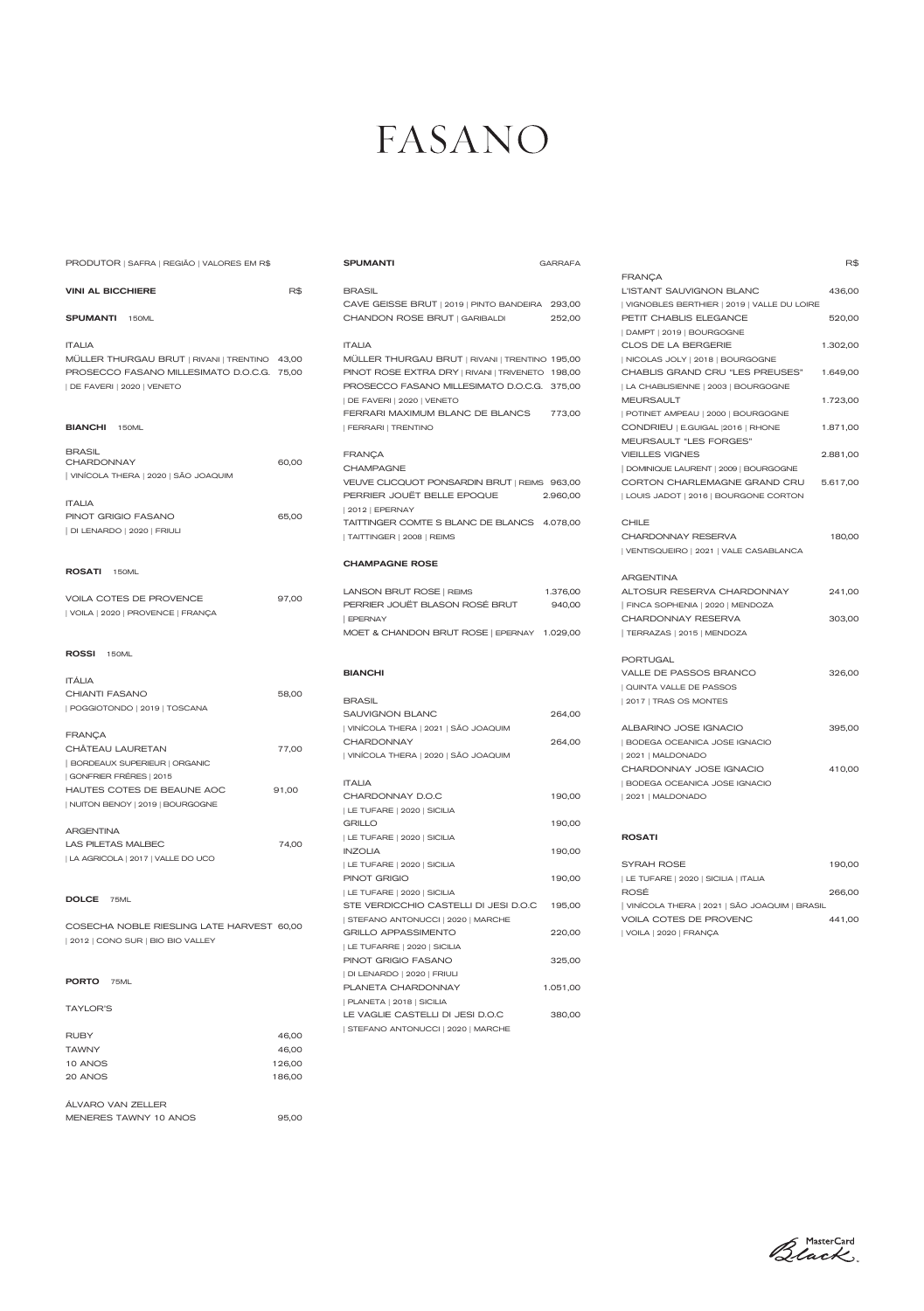# FASANO

PRODUTOR | SAFRA | REGIÃO | VALORES EM R$

**VINI AL BICCHIERE** R$

**SPUMANTI** 150ML

ITALIA

MÜLLER THURGAU BRUT | RIVANI | TRENTINO 43,00

PROSECCO FASANO MILLESIMATO D.O.C.G. 75,00
| DE FAVERI | 2020 | VENETO

**BIANCHI** 150ML

BRASIL

CHARDONNAY 60,00
| VINÍCOLA THERA | 2020 | SÃO JOAQUIM

ITALIA

PINOT GRIGIO FASANO 65,00
| DI LENARDO | 2020 | FRIULI

**ROSATI** 150ML

VOILA COTES DE PROVENCE 97,00
| VOILA | 2020 | PROVENCE | FRANÇA

**ROSSI** 150ML

ITÁLIA

CHIANTI FASANO 58,00
| POGGIOTONDO | 2019 | TOSCANA

FRANÇA

CHÂTEAU LAURETAN 77,00
| BORDEAUX SUPERIEUR | ORGANIC
| GONFRIER FRÈRES | 2015

HAUTES COTES DE BEAUNE AOC 91,00
| NUITON BENOY | 2019 | BOURGOGNE

ARGENTINA

LAS PILETAS MALBEC 74,00
| LA AGRICOLA | 2017 | VALLE DO UCO

**DOLCE** 75ML

COSECHA NOBLE RIESLING LATE HARVEST 60,00
| 2012 | CONO SUR | BIO BIO VALLEY

**PORTO** 75ML

TAYLOR'S

| | |
|---|---|
| RUBY | 46,00 |
| TAWNY | 46,00 |
| 10 ANOS | 126,00 |
| 20 ANOS | 186,00 |

ÁLVARO VAN ZELLER

MENERES TAWNY 10 ANOS 95,00

**SPUMANTI** GARRAFA

BRASIL

CAVE GEISSE BRUT | 2019 | PINTO BANDEIRA 293,00

CHANDON ROSE BRUT | GARIBALDI 252,00

ITALIA

MÜLLER THURGAU BRUT | RIVANI | TRENTINO 195,00

PINOT ROSE EXTRA DRY | RIVANI | TRIVENETO 198,00

PROSECCO FASANO MILLESIMATO D.O.C.G. 375,00
| DE FAVERI | 2020 | VENETO

FERRARI MAXIMUM BLANC DE BLANCS 773,00
| FERRARI | TRENTINO

FRANÇA

CHAMPAGNE

VEUVE CLICQUOT PONSARDIN BRUT | REIMS 963,00

PERRIER JOUËT BELLE EPOQUE 2.960,00
| 2012 | EPERNAY

TAITTINGER COMTE S BLANC DE BLANCS 4.078,00
| TAITTINGER | 2008 | REIMS

**CHAMPAGNE ROSE**

LANSON BRUT ROSE | REIMS 1.376,00

PERRIER JOUËT BLASON ROSÉ BRUT 940,00
| EPERNAY

MOET & CHANDON BRUT ROSE | EPERNAY 1.029,00

**BIANCHI**

BRASIL

SAUVIGNON BLANC 264,00
| VINÍCOLA THERA | 2021 | SÃO JOAQUIM

CHARDONNAY 264,00
| VINÍCOLA THERA | 2020 | SÃO JOAQUIM

ITALIA

CHARDONNAY D.O.C 190,00
| LE TUFARE | 2020 | SICILIA

GRILLO 190,00
| LE TUFARE | 2020 | SICILIA

INZOLIA 190,00
| LE TUFARE | 2020 | SICILIA

PINOT GRIGIO 190,00
| LE TUFARE | 2020 | SICILIA

STE VERDICCHIO CASTELLI DI JESI D.O.C 195,00
| STEFANO ANTONUCCI | 2020 | MARCHE

GRILLO APPASSIMENTO 220,00
| LE TUFARRE | 2020 | SICILIA

PINOT GRIGIO FASANO 325,00
| DI LENARDO | 2020 | FRIULI

PLANETA CHARDONNAY 1.051,00
| PLANETA | 2018 | SICILIA

LE VAGLIE CASTELLI DI JESI D.O.C 380,00
| STEFANO ANTONUCCI | 2020 | MARCHE

R$

FRANÇA

L'ISTANT SAUVIGNON BLANC 436,00
| VIGNOBLES BERTHIER | 2019 | VALLE DU LOIRE

PETIT CHABLIS ELEGANCE 520,00
| DAMPT | 2019 | BOURGOGNE

CLOS DE LA BERGERIE 1.302,00
| NICOLAS JOLY | 2018 | BOURGOGNE

CHABLIS GRAND CRU "LES PREUSES" 1.649,00
| LA CHABLISIENNE | 2003 | BOURGOGNE

MEURSAULT 1.723,00
| POTINET AMPEAU | 2000 | BOURGOGNE

CONDRIEU | E.GUIGAL |2016 | RHONE 1.871,00

MEURSAULT "LES FORGES"
VIEILLES VIGNES 2.881,00
| DOMINIQUE LAURENT | 2009 | BOURGOGNE

CORTON CHARLEMAGNE GRAND CRU 5.617,00
| LOUIS JADOT | 2016 | BOURGONE CORTON

CHILE

CHARDONNAY RESERVA 180,00
| VENTISQUEIRO | 2021 | VALE CASABLANCA

ARGENTINA

ALTOSUR RESERVA CHARDONNAY 241,00
| FINCA SOPHENIA | 2020 | MENDOZA

CHARDONNAY RESERVA 303,00
| TERRAZAS | 2015 | MENDOZA

PORTUGAL

VALLE DE PASSOS BRANCO 326,00
| QUINTA VALLE DE PASSOS
| 2017 | TRAS OS MONTES

ALBARINO JOSE IGNACIO 395,00
| BODEGA OCEANICA JOSE IGNACIO
| 2021 | MALDONADO

CHARDONNAY JOSE IGNACIO 410,00
| BODEGA OCEANICA JOSE IGNACIO
| 2021 | MALDONADO

**ROSATI**

SYRAH ROSE 190,00
| LE TUFARE | 2020 | SICILIA | ITALIA

ROSÉ 266,00
| VINÍCOLA THERA | 2021 | SÃO JOAQUIM | BRASIL

VOILA COTES DE PROVENC 441,00
| VOILA | 2020 | FRANÇA

MasterCard Black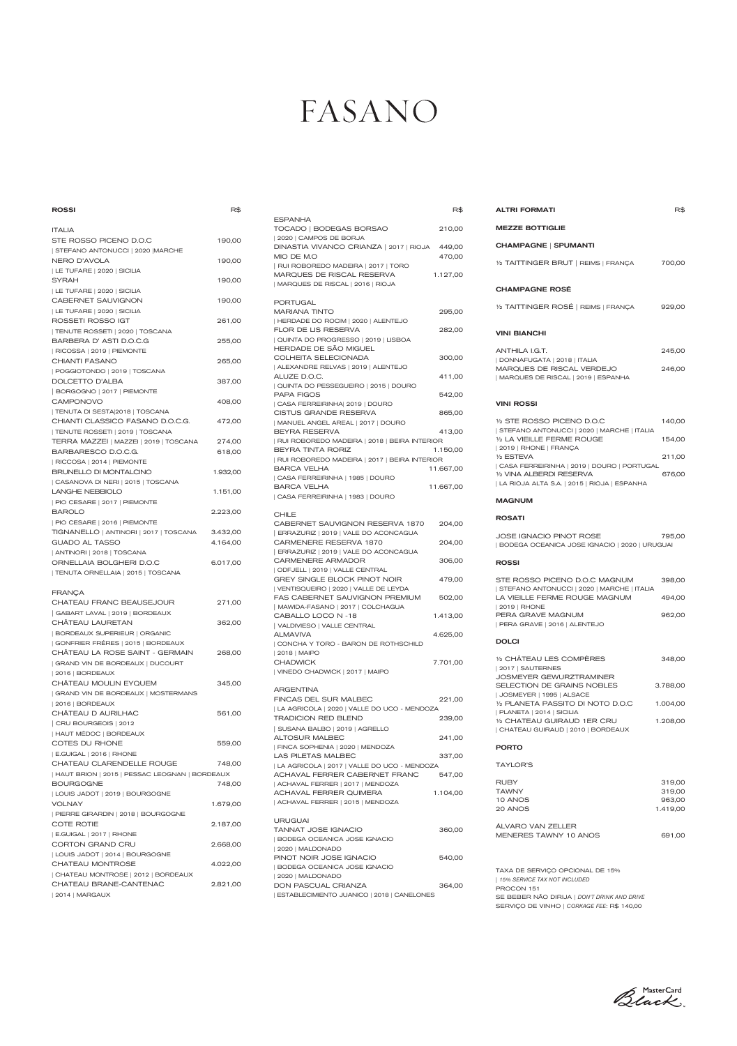# FASANO

## ROSSI

R$

### ITALIA

| | |
|---|---|
| STE ROSSO PICENO D.O.C | 190,00 |
| \| STEFANO ANTONUCCI \| 2020 \|MARCHE | |
| NERO D'AVOLA | 190,00 |
| \| LE TUFARE \| 2020 \| SICILIA | |
| SYRAH | 190,00 |
| \| LE TUFARE \| 2020 \| SICILIA | |
| CABERNET SAUVIGNON | 190,00 |
| \| LE TUFARE \| 2020 \| SICILIA | |
| ROSSETI ROSSO IGT | 261,00 |
| \| TENUTE ROSSETI \| 2020 \| TOSCANA | |
| BARBERA D' ASTI D.O.C.G | 255,00 |
| \| RICOSSA \| 2019 \| PIEMONTE | |
| CHIANTI FASANO | 265,00 |
| \| POGGIOTONDO \| 2019 \| TOSCANA | |
| DOLCETTO D'ALBA | 387,00 |
| \| BORGOGNO \| 2017 \| PIEMONTE | |
| CAMPONOVO | 408,00 |
| \| TENUTA DI SESTA\|2018 \| TOSCANA | |
| CHIANTI CLASSICO FASANO D.O.C.G. | 472,00 |
| \| TENUTE ROSSETI \| 2019 \| TOSCANA | |
| TERRA MAZZEI \| MAZZEI \| 2019 \| TOSCANA | 274,00 |
| BARBARESCO D.O.C.G. | 618,00 |
| \| RICCOSA \| 2014 \| PIEMONTE | |
| BRUNELLO DI MONTALCINO | 1.932,00 |
| \| CASANOVA DI NERI \| 2015 \| TOSCANA | |
| LANGHE NEBBIOLO | 1.151,00 |
| \| PIO CESARE \| 2017 \| PIEMONTE | |
| BAROLO | 2.223,00 |
| \| PIO CESARE \| 2016 \| PIEMONTE | |
| TIGNANELLO \| ANTINORI \| 2017 \| TOSCANA | 3.432,00 |
| GUADO AL TASSO | 4.164,00 |
| \| ANTINORI \| 2018 \| TOSCANA | |
| ORNELLAIA BOLGHERI D.O.C | 6.017,00 |
| \| TENUTA ORNELLAIA \| 2015 \| TOSCANA | |

### FRANÇA

| | |
|---|---|
| CHATEAU FRANC BEAUSEJOUR | 271,00 |
| \| GABART LAVAL \| 2019 \| BORDEAUX | |
| CHÂTEAU LAURETAN | 362,00 |
| \| BORDEAUX SUPERIEUR \| ORGANIC | |
| \| GONFRIER FRÈRES \| 2015 \| BORDEAUX | |
| CHÂTEAU LA ROSE SAINT - GERMAIN | 268,00 |
| \| GRAND VIN DE BORDEAUX \| DUCOURT | |
| \| 2016 \| BORDEAUX | |
| CHÂTEAU MOULIN EYQUEM | 345,00 |
| \| GRAND VIN DE BORDEAUX \| MOSTERMANS | |
| \| 2016 \| BORDEAUX | |
| CHÂTEAU D AURILHAC | 561,00 |
| \| CRU BOURGEOIS \| 2012 | |
| \| HAUT MÉDOC \| BORDEAUX | |
| COTES DU RHONE | 559,00 |
| \| E.GUIGAL \| 2016 \| RHONE | |
| CHATEAU CLARENDELLE ROUGE | 748,00 |
| \| HAUT BRION \| 2015 \| PESSAC LEOGNAN \| BORDEAUX | |
| BOURGOGNE | 748,00 |
| \| LOUIS JADOT \| 2019 \| BOURGOGNE | |
| VOLNAY | 1.679,00 |
| \| PIERRE GIRARDIN \| 2018 \| BOURGOGNE | |
| COTE ROTIE | 2.187,00 |
| \| E.GUIGAL \| 2017 \| RHONE | |
| CORTON GRAND CRU | 2.668,00 |
| \| LOUIS JADOT \| 2014 \| BOURGOGNE | |
| CHATEAU MONTROSE | 4.022,00 |
| \| CHATEAU MONTROSE \| 2012 \| BORDEAUX | |
| CHATEAU BRANE-CANTENAC | 2.821,00 |
| \| 2014 \| MARGAUX | |

### ESPANHA

| | R$ |
|---|---|
| TOCADO \| BODEGAS BORSAO | 210,00 |
| \| 2020 \| CAMPOS DE BORJA | |
| DINASTIA VIVANCO CRIANZA \| 2017 \| RIOJA | 449,00 |
| MIO DE M.O | 470,00 |
| \| RUI ROBOREDO MADEIRA \| 2017 \| TORO | |
| MARQUES DE RISCAL RESERVA | 1.127,00 |
| \| MARQUES DE RISCAL \| 2016 \| RIOJA | |

### PORTUGAL

| | |
|---|---|
| MARIANA TINTO | 295,00 |
| \| HERDADE DO ROCIM \| 2020 \| ALENTEJO | |
| FLOR DE LIS RESERVA | 282,00 |
| \| QUINTA DO PROGRESSO \| 2019 \| LISBOA | |
| HERDADE DE SÃO MIGUEL COLHEITA SELECIONADA | 300,00 |
| \| ALEXANDRE RELVAS \| 2019 \| ALENTEJO | |
| ALUZE D.O.C. | 411,00 |
| \| QUINTA DO PESSEGUEIRO \| 2015 \| DOURO | |
| PAPA FIGOS | 542,00 |
| \| CASA FERREIRINHA\| 2019 \| DOURO | |
| CISTUS GRANDE RESERVA | 865,00 |
| \| MANUEL ANGEL AREAL \| 2017 \| DOURO | |
| BEYRA RESERVA | 413,00 |
| \| RUI ROBOREDO MADEIRA \| 2018 \| BEIRA INTERIOR | |
| BEYRA TINTA RORIZ | 1.150,00 |
| \| RUI ROBOREDO MADEIRA \| 2017 \| BEIRA INTERIOR | |
| BARCA VELHA | 11.667,00 |
| \| CASA FERREIRINHA \| 1985 \| DOURO | |
| BARCA VELHA | 11.667,00 |
| \| CASA FERREIRINHA \| 1983 \| DOURO | |

### CHILE

| | |
|---|---|
| CABERNET SAUVIGNON RESERVA 1870 | 204,00 |
| \| ERRAZURIZ \| 2019 \| VALE DO ACONCAGUA | |
| CARMENERE RESERVA 1870 | 204,00 |
| \| ERRAZURIZ \| 2019 \| VALE DO ACONCAGUA | |
| CARMENERE ARMADOR | 306,00 |
| \| ODFJELL \| 2019 \| VALLE CENTRAL | |
| GREY SINGLE BLOCK PINOT NOIR | 479,00 |
| \| VENTISQUEIRO \| 2020 \| VALLE DE LEYDA | |
| FAS CABERNET SAUVIGNON PREMIUM | 502,00 |
| \| MAWIDA-FASANO \| 2017 \| COLCHAGUA | |
| CABALLO LOCO N -18 | 1.413,00 |
| \| VALDIVIESO \| VALLE CENTRAL | |
| ALMAVIVA | 4.625,00 |
| \| CONCHA Y TORO - BARON DE ROTHSCHILD | |
| \| 2018 \| MAIPO | |
| CHADWICK | 7.701,00 |
| \| VINEDO CHADWICK \| 2017 \| MAIPO | |

### ARGENTINA

| | |
|---|---|
| FINCAS DEL SUR MALBEC | 221,00 |
| \| LA AGRICOLA \| 2020 \| VALLE DO UCO - MENDOZA | |
| TRADICION RED BLEND | 239,00 |
| \| SUSANA BALBO \| 2019 \| AGRELLO | |
| ALTOSUR MALBEC | 241,00 |
| \| FINCA SOPHENIA \| 2020 \| MENDOZA | |
| LAS PILETAS MALBEC | 337,00 |
| \| LA AGRICOLA \| 2017 \| VALLE DO UCO - MENDOZA | |
| ACHAVAL FERRER CABERNET FRANC | 547,00 |
| \| ACHAVAL FERRER \| 2017 \| MENDOZA | |
| ACHAVAL FERRER QUIMERA | 1.104,00 |
| \| ACHAVAL FERRER \| 2015 \| MENDOZA | |

### URUGUAI

| | |
|---|---|
| TANNAT JOSE IGNACIO | 360,00 |
| \| BODEGA OCEANICA JOSE IGNACIO | |
| \| 2020 \| MALDONADO | |
| PINOT NOIR JOSE IGNACIO | 540,00 |
| \| BODEGA OCEANICA JOSE IGNACIO | |
| \| 2020 \| MALDONADO | |
| DON PASCUAL CRIANZA | 364,00 |
| \| ESTABLECIMIENTO JUANICO \| 2018 \| CANELONES | |

## ALTRI FORMATI

R$

### MEZZE BOTTIGLIE

#### CHAMPAGNE | SPUMANTI

| | |
|---|---|
| ½ TAITTINGER BRUT \| REIMS \| FRANÇA | 700,00 |

#### CHAMPAGNE ROSÈ

| | |
|---|---|
| ½ TAITTINGER ROSÉ \| REIMS \| FRANÇA | 929,00 |

#### VINI BIANCHI

| | |
|---|---|
| ANTHILA I.G.T. | 245,00 |
| \| DONNAFUGATA \| 2018 \| ITALIA | |
| MARQUES DE RISCAL VERDEJO | 246,00 |
| \| MARQUES DE RISCAL \| 2019 \| ESPANHA | |

#### VINI ROSSI

| | |
|---|---|
| ½ STE ROSSO PICENO D.O.C | 140,00 |
| \| STEFANO ANTONUCCI \| 2020 \| MARCHE \| ITALIA | |
| ½ LA VIEILLE FERME ROUGE | 154,00 |
| \| 2019 \| RHONE \| FRANÇA | |
| ½ ESTEVA | 211,00 |
| \| CASA FERREINHA \| 2019 \| DOURO \| PORTUGAL | |
| ½ VINA ALBERDI RESERVA | 676,00 |
| \| LA RIOJA ALTA S.A. \| 2015 \| RIOJA \| ESPANHA | |

### MAGNUM

#### ROSATI

| | |
|---|---|
| JOSE IGNACIO PINOT ROSE | 795,00 |
| \| BODEGA OCEANICA JOSE IGNACIO \| 2020 \| URUGUAI | |

#### ROSSI

| | |
|---|---|
| STE ROSSO PICENO D.O.C MAGNUM | 398,00 |
| \| STEFANO ANTONUCCI \| 2020 \| MARCHE \| ITALIA | |
| LA VIEILLE FERME ROUGE MAGNUM | 494,00 |
| \| 2019 \| RHONE | |
| PERA GRAVE MAGNUM | 962,00 |
| \| PERA GRAVE \| 2016 \| ALENTEJO | |

### DOLCI

| | |
|---|---|
| ½ CHÂTEAU LES COMPÈRES | 348,00 |
| \| 2017 \| SAUTERNES | |
| JOSMEYER GEWURZTRAMINER SELECTION DE GRAINS NOBLES | 3.788,00 |
| \| JOSMEYER \| 1995 \| ALSACE | |
| ½ PLANETA PASSITO DI NOTO D.O.C | 1.004,00 |
| \| PLANETA \| 2014 \| SICILIA | |
| ½ CHATEAU GUIRAUD 1ER CRU | 1.208,00 |
| \| CHATEAU GUIRAUD \| 2010 \| BORDEAUX | |

### PORTO

#### TAYLOR'S

| | |
|---|---|
| RUBY | 319,00 |
| TAWNY | 319,00 |
| 10 ANOS | 963,00 |
| 20 ANOS | 1.419,00 |

| | |
|---|---|
| ÁLVARO VAN ZELLER MENERES TAWNY 10 ANOS | 691,00 |

TAXA DE SERVIÇO OPCIONAL DE 15%
| *15% SERVICE TAX NOT INCLUDED*
PROCON 151
SE BEBER NÃO DIRIJA | *DON'T DRINK AND DRIVE*
SERVIÇO DE VINHO | *CORKAGE FEE*: R$ 140,00

MasterCard Black